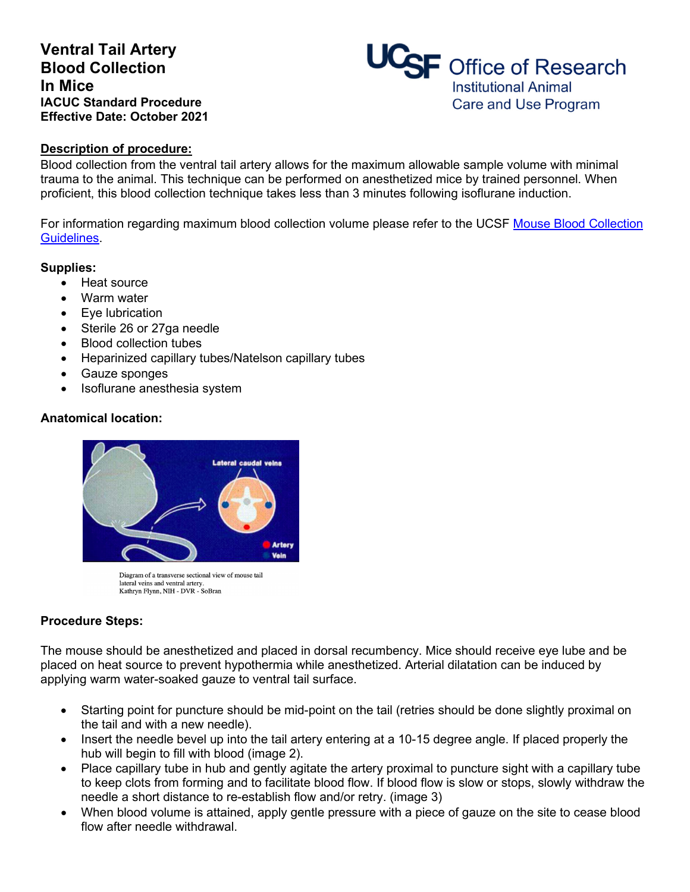# Ventral Tail Artery Blood Collection In Mice

**IACUC Standard Procedure**
**Effective Date: October 2021**

UCSF Office of Research
Institutional Animal Care and Use Program

## Description of procedure:

Blood collection from the ventral tail artery allows for the maximum allowable sample volume with minimal trauma to the animal. This technique can be performed on anesthetized mice by trained personnel. When proficient, this blood collection technique takes less than 3 minutes following isoflurane induction.

For information regarding maximum blood collection volume please refer to the UCSF Mouse Blood Collection Guidelines.

### Supplies:

- Heat source
- Warm water
- Eye lubrication
- Sterile 26 or 27ga needle
- Blood collection tubes
- Heparinized capillary tubes/Natelson capillary tubes
- Gauze sponges
- Isoflurane anesthesia system

### Anatomical location:

Lateral caudal veins

Artery
Vein

Diagram of a transverse sectional view of mouse tail lateral veins and ventral artery.
Kathryn Flynn, NIH - DVR - SoBran

### Procedure Steps:

The mouse should be anesthetized and placed in dorsal recumbency. Mice should receive eye lube and be placed on heat source to prevent hypothermia while anesthetized. Arterial dilatation can be induced by applying warm water-soaked gauze to ventral tail surface.

- Starting point for puncture should be mid-point on the tail (retries should be done slightly proximal on the tail and with a new needle).
- Insert the needle bevel up into the tail artery entering at a 10-15 degree angle. If placed properly the hub will begin to fill with blood (image 2).
- Place capillary tube in hub and gently agitate the artery proximal to puncture sight with a capillary tube to keep clots from forming and to facilitate blood flow. If blood flow is slow or stops, slowly withdraw the needle a short distance to re-establish flow and/or retry. (image 3)
- When blood volume is attained, apply gentle pressure with a piece of gauze on the site to cease blood flow after needle withdrawal.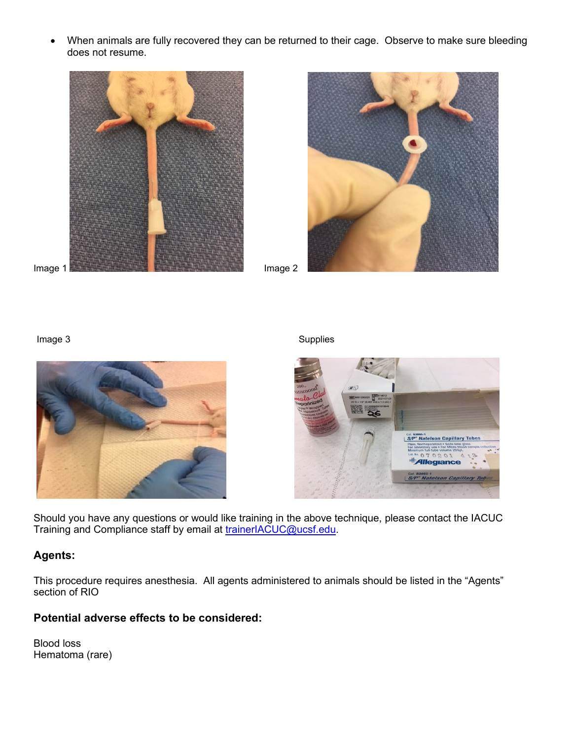- When animals are fully recovered they can be returned to their cage. Observe to make sure bleeding does not resume.

Image 1

Image 2

Image 3

Supplies

Should you have any questions or would like training in the above technique, please contact the IACUC Training and Compliance staff by email at trainerIACUC@ucsf.edu.

### Agents:

This procedure requires anesthesia. All agents administered to animals should be listed in the "Agents" section of RIO

### Potential adverse effects to be considered:

Blood loss
Hematoma (rare)